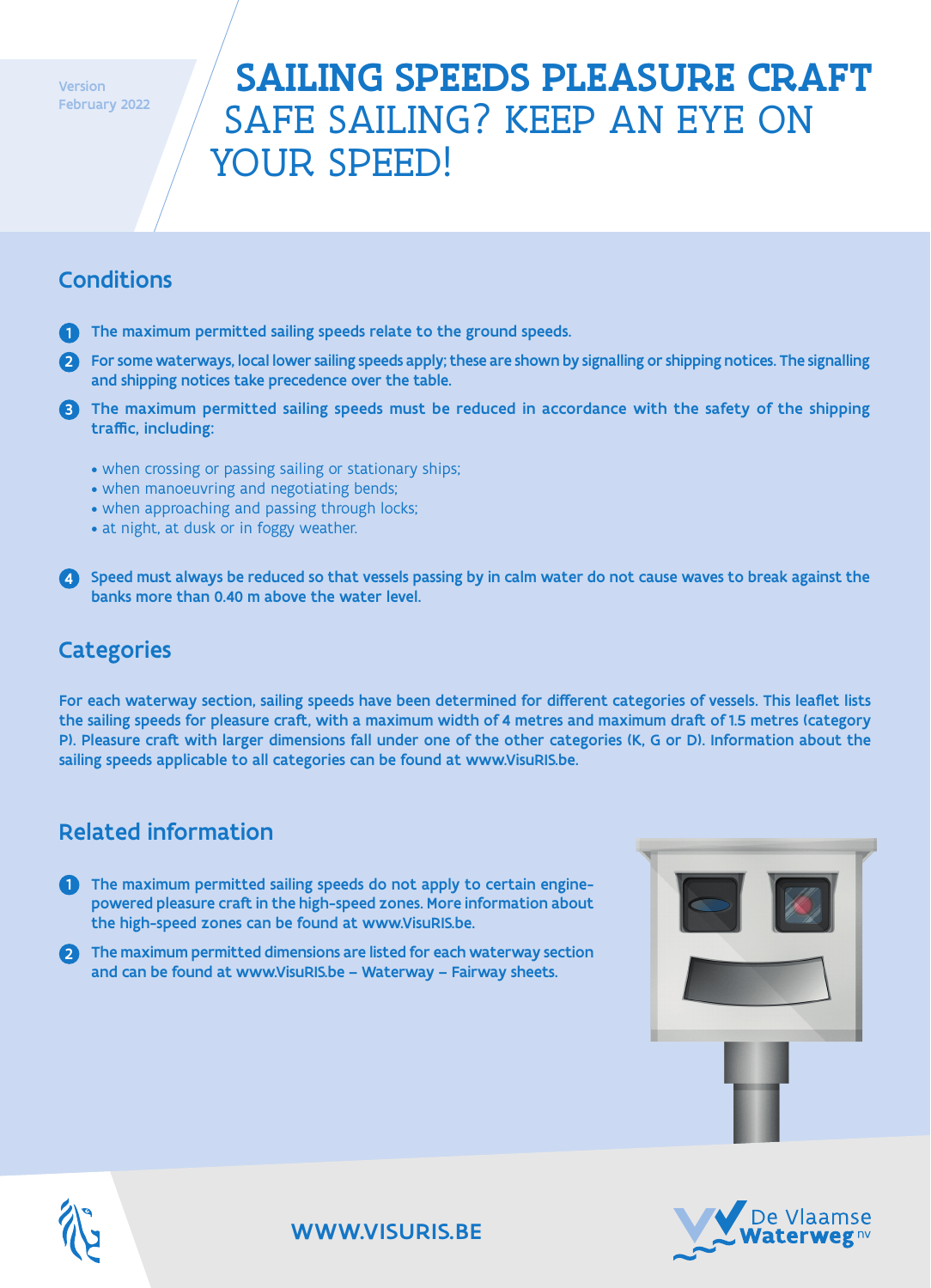Version
February 2022

# SAILING SPEEDS PLEASURE CRAFT SAFE SAILING? KEEP AN EYE ON YOUR SPEED!

## Conditions

1. **The maximum permitted sailing speeds relate to the ground speeds.**
2. **For some waterways, local lower sailing speeds apply; these are shown by signalling or shipping notices. The signalling and shipping notices take precedence over the table.**
3. **The maximum permitted sailing speeds must be reduced in accordance with the safety of the shipping traffic, including:**
   - when crossing or passing sailing or stationary ships;
   - when manoeuvring and negotiating bends;
   - when approaching and passing through locks;
   - at night, at dusk or in foggy weather.
4. **Speed must always be reduced so that vessels passing by in calm water do not cause waves to break against the banks more than 0.40 m above the water level.**

## Categories

**For each waterway section, sailing speeds have been determined for different categories of vessels. This leaflet lists the sailing speeds for pleasure craft, with a maximum width of 4 metres and maximum draft of 1.5 metres (category P). Pleasure craft with larger dimensions fall under one of the other categories (K, G or D). Information about the sailing speeds applicable to all categories can be found at www.VisuRIS.be.**

## Related information

1. **The maximum permitted sailing speeds do not apply to certain engine-powered pleasure craft in the high-speed zones. More information about the high-speed zones can be found at www.VisuRIS.be.**
2. **The maximum permitted dimensions are listed for each waterway section and can be found at www.VisuRIS.be – Waterway – Fairway sheets.**

WWW.VISURIS.BE

De Vlaamse Waterweg nv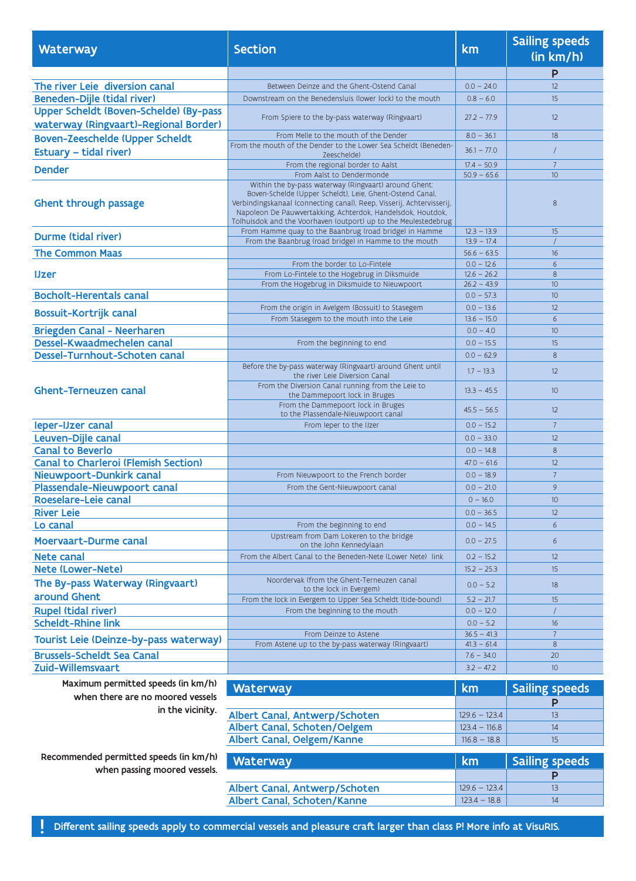| Waterway | Section | km | Sailing speeds (in km/h) |
|---|---|---|---|
| | | | P |
| The river Leie diversion canal | Between Deinze and the Ghent-Ostend Canal | 0.0 – 24.0 | 12 |
| Beneden-Dijle (tidal river) | Downstream on the Benedensluis (lower lock) to the mouth | 0.8 – 6.0 | 15 |
| Upper Scheldt (Boven-Schelde) (By-pass waterway (Ringvaart)-Regional Border) | From Spiere to the by-pass waterway (Ringvaart) | 27.2 – 77.9 | 12 |
| Boven-Zeeschelde (Upper Scheldt Estuary – tidal river) | From Melle to the mouth of the Dender | 8.0 – 36.1 | 18 |
| | From the mouth of the Dender to the Lower Sea Scheldt (Beneden-Zeeschelde) | 36.1 – 77.0 | / |
| Dender | From the regional border to Aalst | 17.4 – 50.9 | 7 |
| | From Aalst to Dendermonde | 50.9 – 65.6 | 10 |
| Ghent through passage | Within the by-pass waterway (Ringvaart) around Ghent: Boven-Schelde (Upper Scheldt), Leie, Ghent-Ostend Canal, Verbindingskanaal (connecting canal), Reep, Visserij, Achtervisserij, Napoleon De Pauwvertakking, Achterdok, Handelsdok, Houtdok, Tolhuisdok and the Voorhaven (outport) up to the Meulestedebrug | | 8 |
| Durme (tidal river) | From Hamme quay to the Baanbrug (road bridge) in Hamme | 12.3 – 13.9 | 15 |
| | From the Baanbrug (road bridge) in Hamme to the mouth | 13.9 – 17.4 | / |
| The Common Maas | | 56.6 – 63.5 | 16 |
| IJzer | From the border to Lo-Fintele | 0.0 – 12.6 | 6 |
| | From Lo-Fintele to the Hogebrug in Diksmuide | 12.6 – 26.2 | 8 |
| | From the Hogebrug in Diksmuide to Nieuwpoort | 26.2 – 43.9 | 10 |
| Bocholt-Herentals canal | | 0.0 – 57.3 | 10 |
| Bossuit-Kortrijk canal | From the origin in Avelgem (Bossuit) to Stasegem | 0.0 – 13.6 | 12 |
| | From Stasegem to the mouth into the Leie | 13.6 – 15.0 | 6 |
| Briegden Canal - Neerharen | | 0.0 – 4.0 | 10 |
| Dessel-Kwaadmechelen canal | From the beginning to end | 0.0 – 15.5 | 15 |
| Dessel-Turnhout-Schoten canal | | 0.0 – 62.9 | 8 |
| Ghent-Terneuzen canal | Before the by-pass waterway (Ringvaart) around Ghent until the river Leie Diversion Canal | 1.7 – 13.3 | 12 |
| | From the Diversion Canal running from the Leie to the Dammepoort lock in Bruges | 13.3 – 45.5 | 10 |
| | From the Dammepoort lock in Bruges to the Plassendale-Nieuwpoort canal | 45.5 – 56.5 | 12 |
| Ieper-IJzer canal | From Ieper to the IJzer | 0.0 – 15.2 | 7 |
| Leuven-Dijle canal | | 0.0 – 33.0 | 12 |
| Canal to Beverlo | | 0.0 – 14.8 | 8 |
| Canal to Charleroi (Flemish Section) | | 47.0 – 61.6 | 12 |
| Nieuwpoort-Dunkirk canal | From Nieuwpoort to the French border | 0.0 – 18.9 | 7 |
| Plassendale-Nieuwpoort canal | From the Gent-Nieuwpoort canal | 0.0 – 21.0 | 9 |
| Roeselare-Leie canal | | 0 – 16.0 | 10 |
| River Leie | | 0.0 – 36.5 | 12 |
| Lo canal | From the beginning to end | 0.0 – 14.5 | 6 |
| Moervaart-Durme canal | Upstream from Dam Lokeren to the bridge on the John Kennedylaan | 0.0 – 27.5 | 6 |
| Nete canal | From the Albert Canal to the Beneden-Nete (Lower Nete) link | 0.2 – 15.2 | 12 |
| Nete (Lower-Nete) | | 15.2 – 25.3 | 15 |
| The By-pass Waterway (Ringvaart) around Ghent | Noordervak (from the Ghent-Terneuzen canal to the lock in Evergem) | 0.0 – 5.2 | 18 |
| | From the lock in Evergem to Upper Sea Scheldt (tide-bound) | 5.2 – 21.7 | 15 |
| Rupel (tidal river) | From the beginning to the mouth | 0.0 – 12.0 | / |
| Scheldt-Rhine link | | 0.0 – 5.2 | 16 |
| Tourist Leie (Deinze-by-pass waterway) | From Deinze to Astene | 36.5 – 41.3 | 7 |
| | From Astene up to the by-pass waterway (Ringvaart) | 41.3 – 61.4 | 8 |
| Brussels-Scheldt Sea Canal | | 7.6 – 34.0 | 20 |
| Zuid-Willemsvaart | | 3.2 – 47.2 | 10 |

Maximum permitted speeds (in km/h) when there are no moored vessels in the vicinity.

| Waterway | km | Sailing speeds |
|---|---|---|
| | | P |
| Albert Canal, Antwerp/Schoten | 129.6 – 123.4 | 13 |
| Albert Canal, Schoten/Oelgem | 123.4 – 116.8 | 14 |
| Albert Canal, Oelgem/Kanne | 116.8 – 18.8 | 15 |

Recommended permitted speeds (in km/h) when passing moored vessels.

| Waterway | km | Sailing speeds |
|---|---|---|
| | | P |
| Albert Canal, Antwerp/Schoten | 129.6 – 123.4 | 13 |
| Albert Canal, Schoten/Kanne | 123.4 – 18.8 | 14 |

**! Different sailing speeds apply to commercial vessels and pleasure craft larger than class P! More info at VisuRIS.**